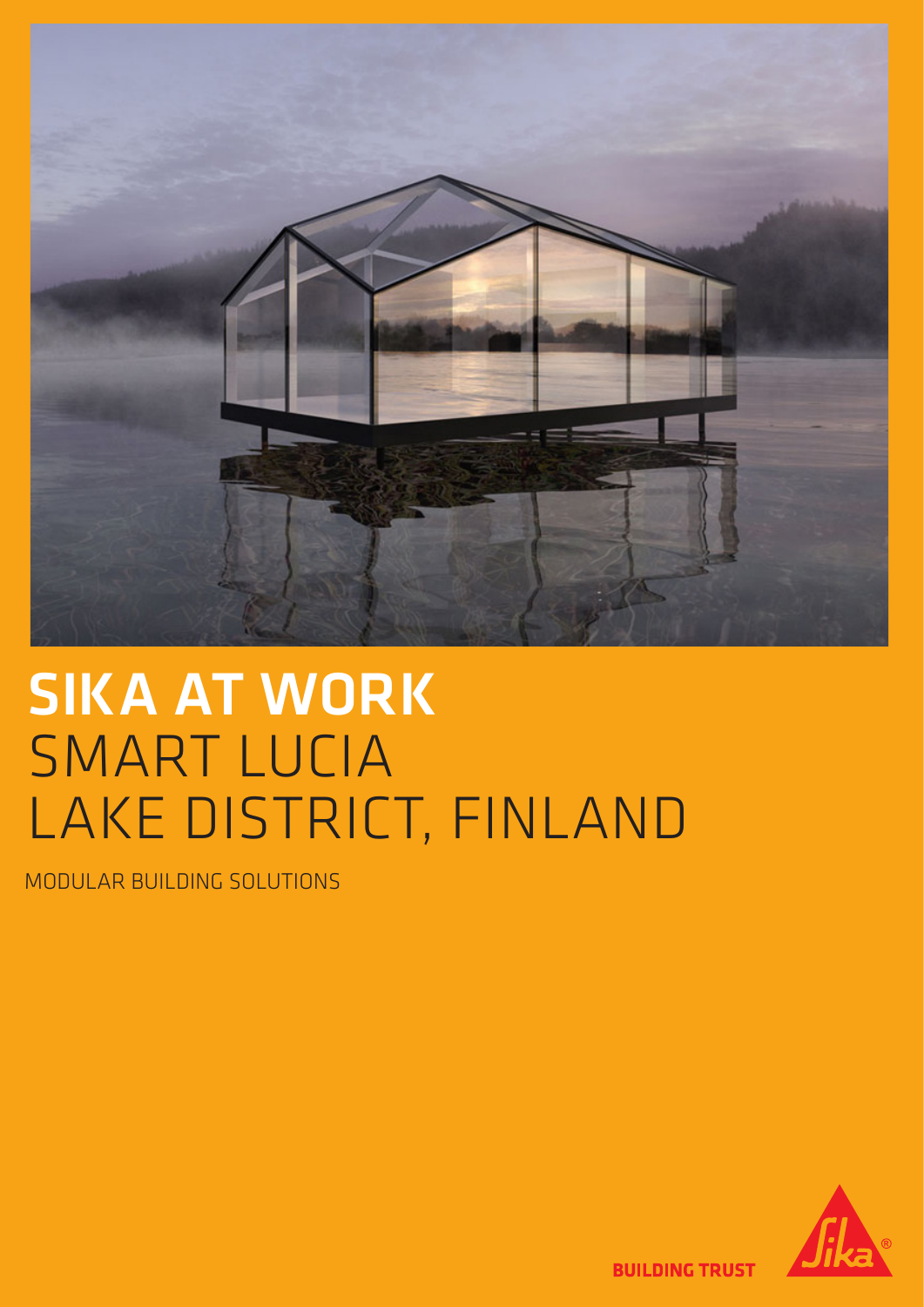# SIKA AT WORK
## SMART LUCIA
## LAKE DISTRICT, FINLAND

MODULAR BUILDING SOLUTIONS

BUILDING TRUST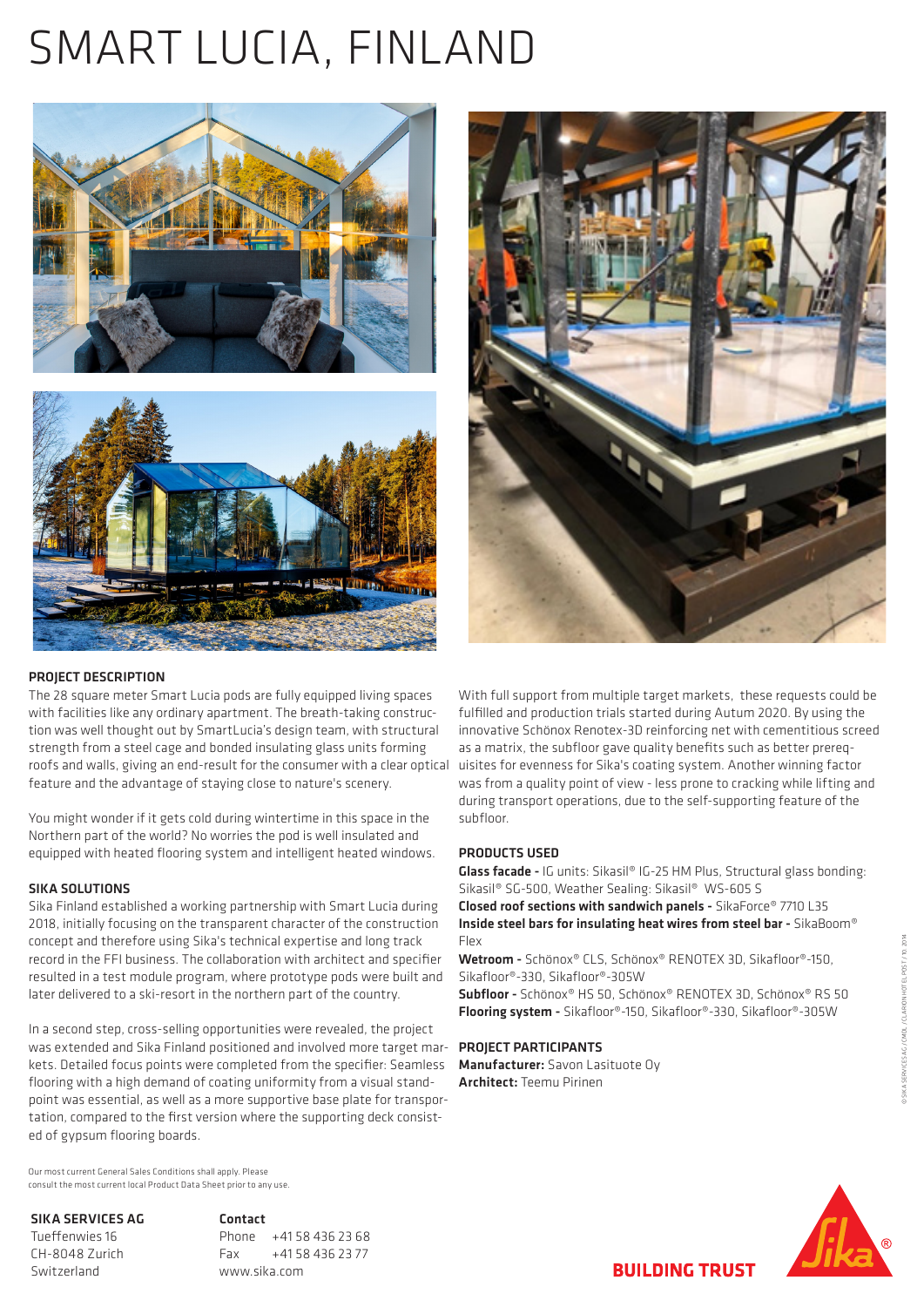# SMART LUCIA, FINLAND

## PROJECT DESCRIPTION

The 28 square meter Smart Lucia pods are fully equipped living spaces with facilities like any ordinary apartment. The breath-taking construction was well thought out by SmartLucia's design team, with structural strength from a steel cage and bonded insulating glass units forming roofs and walls, giving an end-result for the consumer with a clear optical feature and the advantage of staying close to nature's scenery.

You might wonder if it gets cold during wintertime in this space in the Northern part of the world? No worries the pod is well insulated and equipped with heated flooring system and intelligent heated windows.

## SIKA SOLUTIONS

Sika Finland established a working partnership with Smart Lucia during 2018, initially focusing on the transparent character of the construction concept and therefore using Sika's technical expertise and long track record in the FFI business. The collaboration with architect and specifier resulted in a test module program, where prototype pods were built and later delivered to a ski-resort in the northern part of the country.

In a second step, cross-selling opportunities were revealed, the project was extended and Sika Finland positioned and involved more target markets. Detailed focus points were completed from the specifier: Seamless flooring with a high demand of coating uniformity from a visual standpoint was essential, as well as a more supportive base plate for transportation, compared to the first version where the supporting deck consisted of gypsum flooring boards.

With full support from multiple target markets, these requests could be fulfilled and production trials started during Autum 2020. By using the innovative Schönox Renotex-3D reinforcing net with cementitious screed as a matrix, the subfloor gave quality benefits such as better prerequisites for evenness for Sika's coating system. Another winning factor was from a quality point of view - less prone to cracking while lifting and during transport operations, due to the self-supporting feature of the subfloor.

## PRODUCTS USED

**Glass facade -** IG units: Sikasil® IG-25 HM Plus, Structural glass bonding: Sikasil® SG-500, Weather Sealing: Sikasil® WS-605 S
**Closed roof sections with sandwich panels -** SikaForce® 7710 L35
**Inside steel bars for insulating heat wires from steel bar -** SikaBoom® Flex
**Wetroom -** Schönox® CLS, Schönox® RENOTEX 3D, Sikafloor®-150, Sikafloor®-330, Sikafloor®-305W
**Subfloor -** Schönox® HS 50, Schönox® RENOTEX 3D, Schönox® RS 50
**Flooring system -** Sikafloor®-150, Sikafloor®-330, Sikafloor®-305W

## PROJECT PARTICIPANTS

**Manufacturer:** Savon Lasituote Oy
**Architect:** Teemu Pirinen

Our most current General Sales Conditions shall apply. Please consult the most current local Product Data Sheet prior to any use.

**SIKA SERVICES AG**
Tueffenwies 16
CH-8048 Zurich
Switzerland

**Contact**
Phone +41 58 436 23 68
Fax +41 58 436 23 77
www.sika.com

**BUILDING TRUST**